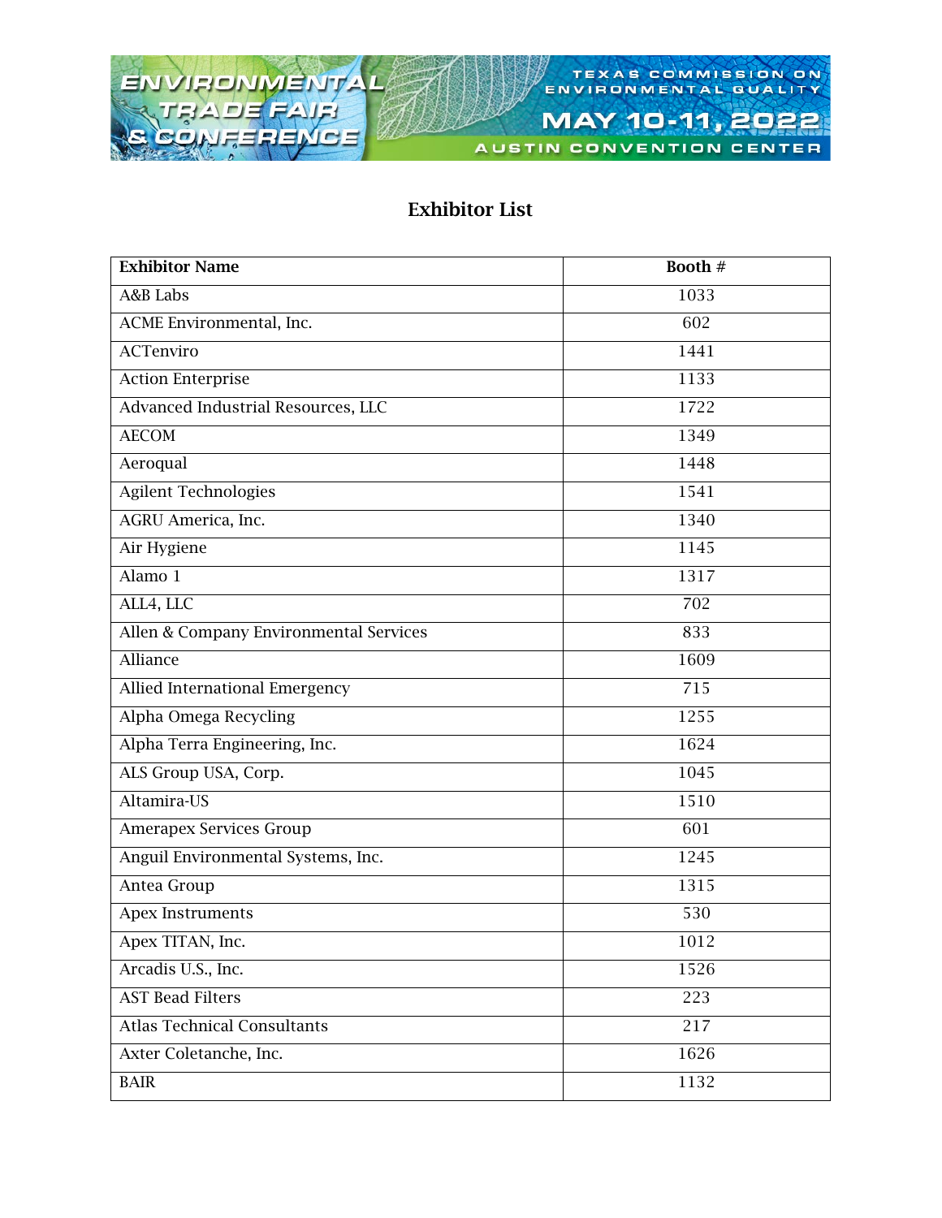ENVIRONMENTAL TRADE FAIR & CONFERENCE

TEXAS COMMISSION ON ENVIRONMENTAL QUALITY

MAY 10-11, 2022

AUSTIN CONVENTION CENTER

## Exhibitor List

| Exhibitor Name | Booth # |
|---|---|
| A&B Labs | 1033 |
| ACME Environmental, Inc. | 602 |
| ACTenviro | 1441 |
| Action Enterprise | 1133 |
| Advanced Industrial Resources, LLC | 1722 |
| AECOM | 1349 |
| Aeroqual | 1448 |
| Agilent Technologies | 1541 |
| AGRU America, Inc. | 1340 |
| Air Hygiene | 1145 |
| Alamo 1 | 1317 |
| ALL4, LLC | 702 |
| Allen & Company Environmental Services | 833 |
| Alliance | 1609 |
| Allied International Emergency | 715 |
| Alpha Omega Recycling | 1255 |
| Alpha Terra Engineering, Inc. | 1624 |
| ALS Group USA, Corp. | 1045 |
| Altamira-US | 1510 |
| Amerapex Services Group | 601 |
| Anguil Environmental Systems, Inc. | 1245 |
| Antea Group | 1315 |
| Apex Instruments | 530 |
| Apex TITAN, Inc. | 1012 |
| Arcadis U.S., Inc. | 1526 |
| AST Bead Filters | 223 |
| Atlas Technical Consultants | 217 |
| Axter Coletanche, Inc. | 1626 |
| BAIR | 1132 |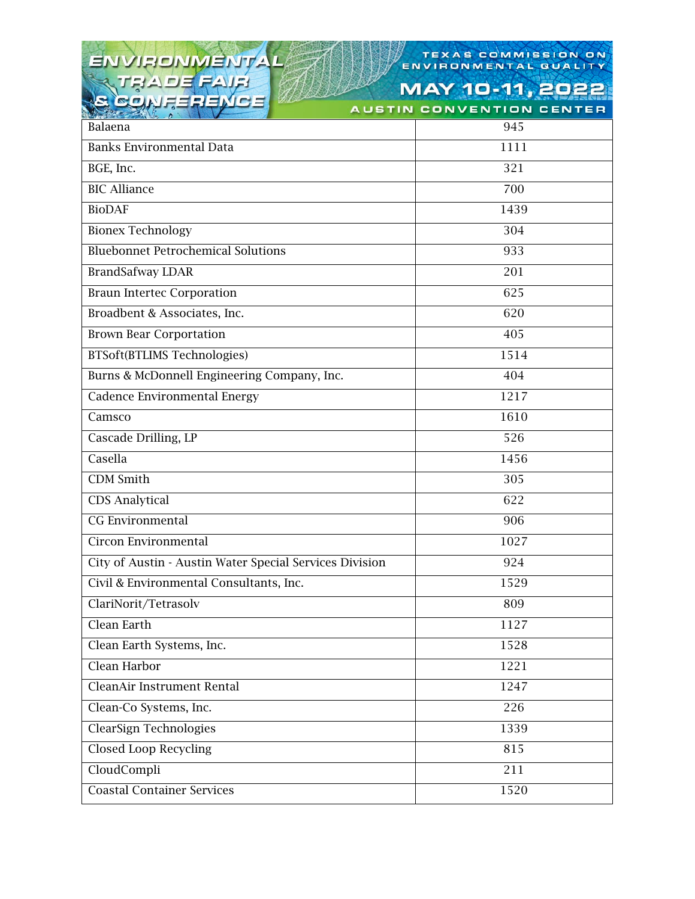| Balaena | 945 |
|---|---|
| Banks Environmental Data | 1111 |
| BGE, Inc. | 321 |
| BIC Alliance | 700 |
| BioDAF | 1439 |
| Bionex Technology | 304 |
| Bluebonnet Petrochemical Solutions | 933 |
| BrandSafway LDAR | 201 |
| Braun Intertec Corporation | 625 |
| Broadbent & Associates, Inc. | 620 |
| Brown Bear Corportation | 405 |
| BTSoft(BTLIMS Technologies) | 1514 |
| Burns & McDonnell Engineering Company, Inc. | 404 |
| Cadence Environmental Energy | 1217 |
| Camsco | 1610 |
| Cascade Drilling, LP | 526 |
| Casella | 1456 |
| CDM Smith | 305 |
| CDS Analytical | 622 |
| CG Environmental | 906 |
| Circon Environmental | 1027 |
| City of Austin - Austin Water Special Services Division | 924 |
| Civil & Environmental Consultants, Inc. | 1529 |
| ClariNorit/Tetrasolv | 809 |
| Clean Earth | 1127 |
| Clean Earth Systems, Inc. | 1528 |
| Clean Harbor | 1221 |
| CleanAir Instrument Rental | 1247 |
| Clean-Co Systems, Inc. | 226 |
| ClearSign Technologies | 1339 |
| Closed Loop Recycling | 815 |
| CloudCompli | 211 |
| Coastal Container Services | 1520 |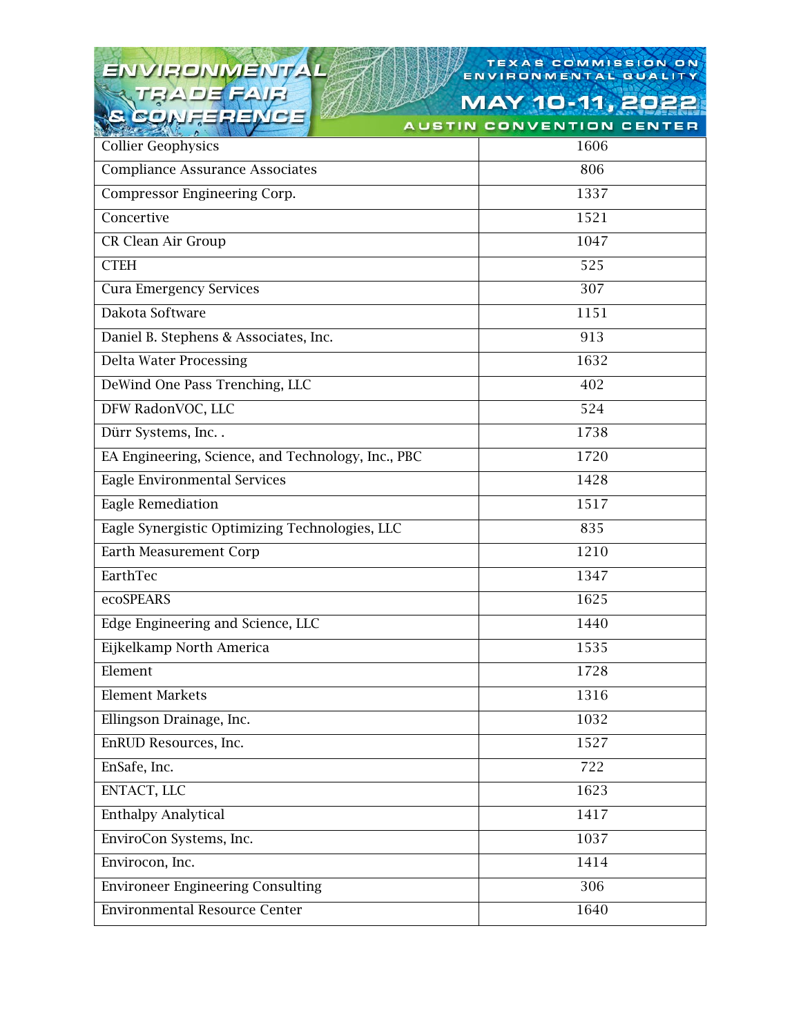| Collier Geophysics | 1606 |
|---|---|
| Compliance Assurance Associates | 806 |
| Compressor Engineering Corp. | 1337 |
| Concertive | 1521 |
| CR Clean Air Group | 1047 |
| CTEH | 525 |
| Cura Emergency Services | 307 |
| Dakota Software | 1151 |
| Daniel B. Stephens & Associates, Inc. | 913 |
| Delta Water Processing | 1632 |
| DeWind One Pass Trenching, LLC | 402 |
| DFW RadonVOC, LLC | 524 |
| Dürr Systems, Inc. . | 1738 |
| EA Engineering, Science, and Technology, Inc., PBC | 1720 |
| Eagle Environmental Services | 1428 |
| Eagle Remediation | 1517 |
| Eagle Synergistic Optimizing Technologies, LLC | 835 |
| Earth Measurement Corp | 1210 |
| EarthTec | 1347 |
| ecoSPEARS | 1625 |
| Edge Engineering and Science, LLC | 1440 |
| Eijkelkamp North America | 1535 |
| Element | 1728 |
| Element Markets | 1316 |
| Ellingson Drainage, Inc. | 1032 |
| EnRUD Resources, Inc. | 1527 |
| EnSafe, Inc. | 722 |
| ENTACT, LLC | 1623 |
| Enthalpy Analytical | 1417 |
| EnviroCon Systems, Inc. | 1037 |
| Envirocon, Inc. | 1414 |
| Environeer Engineering Consulting | 306 |
| Environmental Resource Center | 1640 |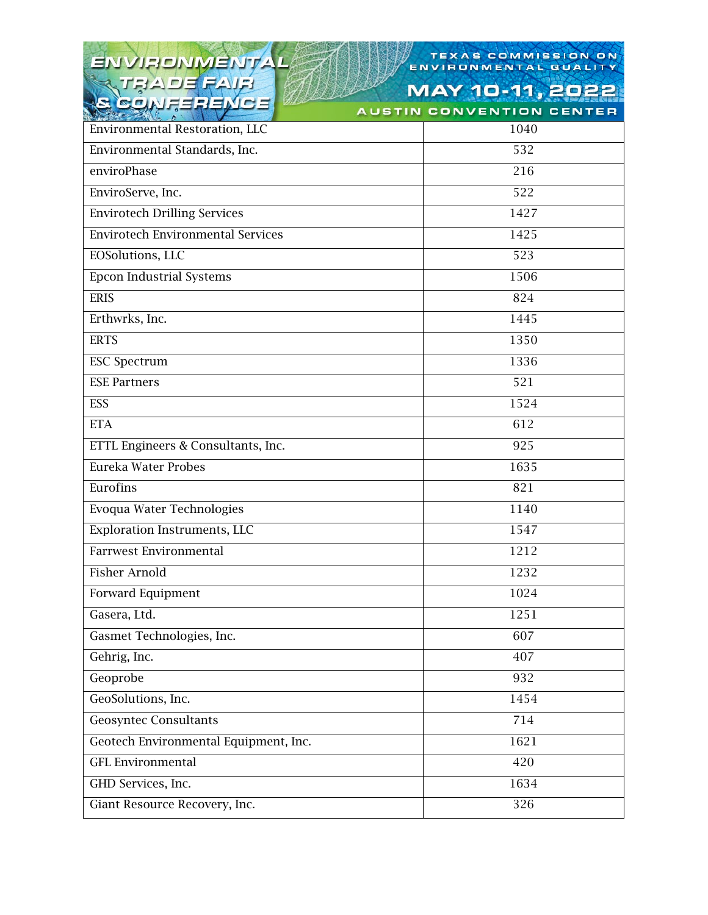| Environmental Restoration, LLC | 1040 |
| --- | --- |
| Environmental Standards, Inc. | 532 |
| enviroPhase | 216 |
| EnviroServe, Inc. | 522 |
| Envirotech Drilling Services | 1427 |
| Envirotech Environmental Services | 1425 |
| EOSolutions, LLC | 523 |
| Epcon Industrial Systems | 1506 |
| ERIS | 824 |
| Erthwrks, Inc. | 1445 |
| ERTS | 1350 |
| ESC Spectrum | 1336 |
| ESE Partners | 521 |
| ESS | 1524 |
| ETA | 612 |
| ETTL Engineers & Consultants, Inc. | 925 |
| Eureka Water Probes | 1635 |
| Eurofins | 821 |
| Evoqua Water Technologies | 1140 |
| Exploration Instruments, LLC | 1547 |
| Farrwest Environmental | 1212 |
| Fisher Arnold | 1232 |
| Forward Equipment | 1024 |
| Gasera, Ltd. | 1251 |
| Gasmet Technologies, Inc. | 607 |
| Gehrig, Inc. | 407 |
| Geoprobe | 932 |
| GeoSolutions, Inc. | 1454 |
| Geosyntec Consultants | 714 |
| Geotech Environmental Equipment, Inc. | 1621 |
| GFL Environmental | 420 |
| GHD Services, Inc. | 1634 |
| Giant Resource Recovery, Inc. | 326 |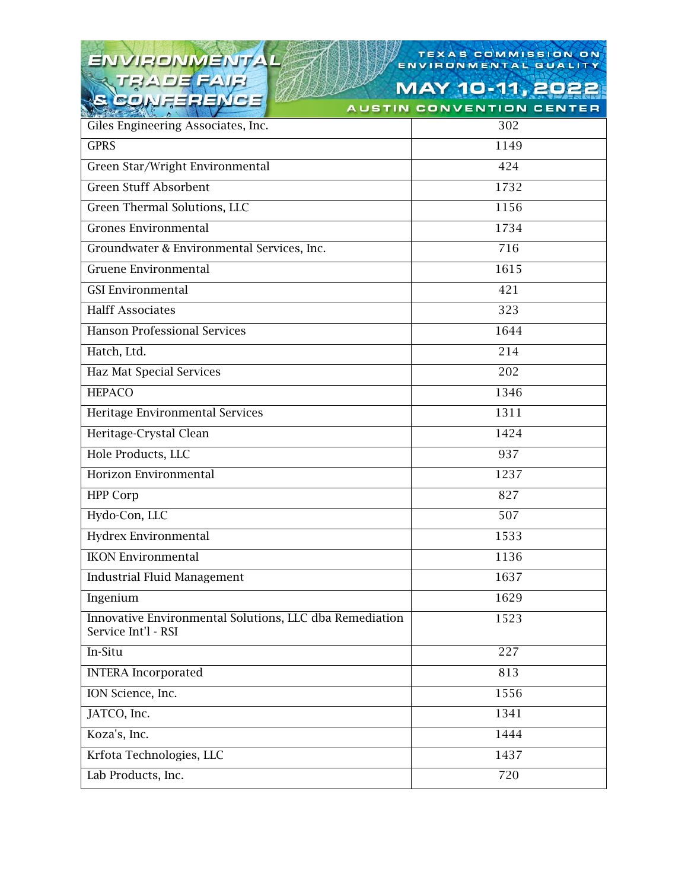| Giles Engineering Associates, Inc. | 302 |
|---|---|
| GPRS | 1149 |
| Green Star/Wright Environmental | 424 |
| Green Stuff Absorbent | 1732 |
| Green Thermal Solutions, LLC | 1156 |
| Grones Environmental | 1734 |
| Groundwater & Environmental Services, Inc. | 716 |
| Gruene Environmental | 1615 |
| GSI Environmental | 421 |
| Halff Associates | 323 |
| Hanson Professional Services | 1644 |
| Hatch, Ltd. | 214 |
| Haz Mat Special Services | 202 |
| HEPACO | 1346 |
| Heritage Environmental Services | 1311 |
| Heritage-Crystal Clean | 1424 |
| Hole Products, LLC | 937 |
| Horizon Environmental | 1237 |
| HPP Corp | 827 |
| Hydo-Con, LLC | 507 |
| Hydrex Environmental | 1533 |
| IKON Environmental | 1136 |
| Industrial Fluid Management | 1637 |
| Ingenium | 1629 |
| Innovative Environmental Solutions, LLC dba Remediation Service Int'l - RSI | 1523 |
| In-Situ | 227 |
| INTERA Incorporated | 813 |
| ION Science, Inc. | 1556 |
| JATCO, Inc. | 1341 |
| Koza's, Inc. | 1444 |
| Krfota Technologies, LLC | 1437 |
| Lab Products, Inc. | 720 |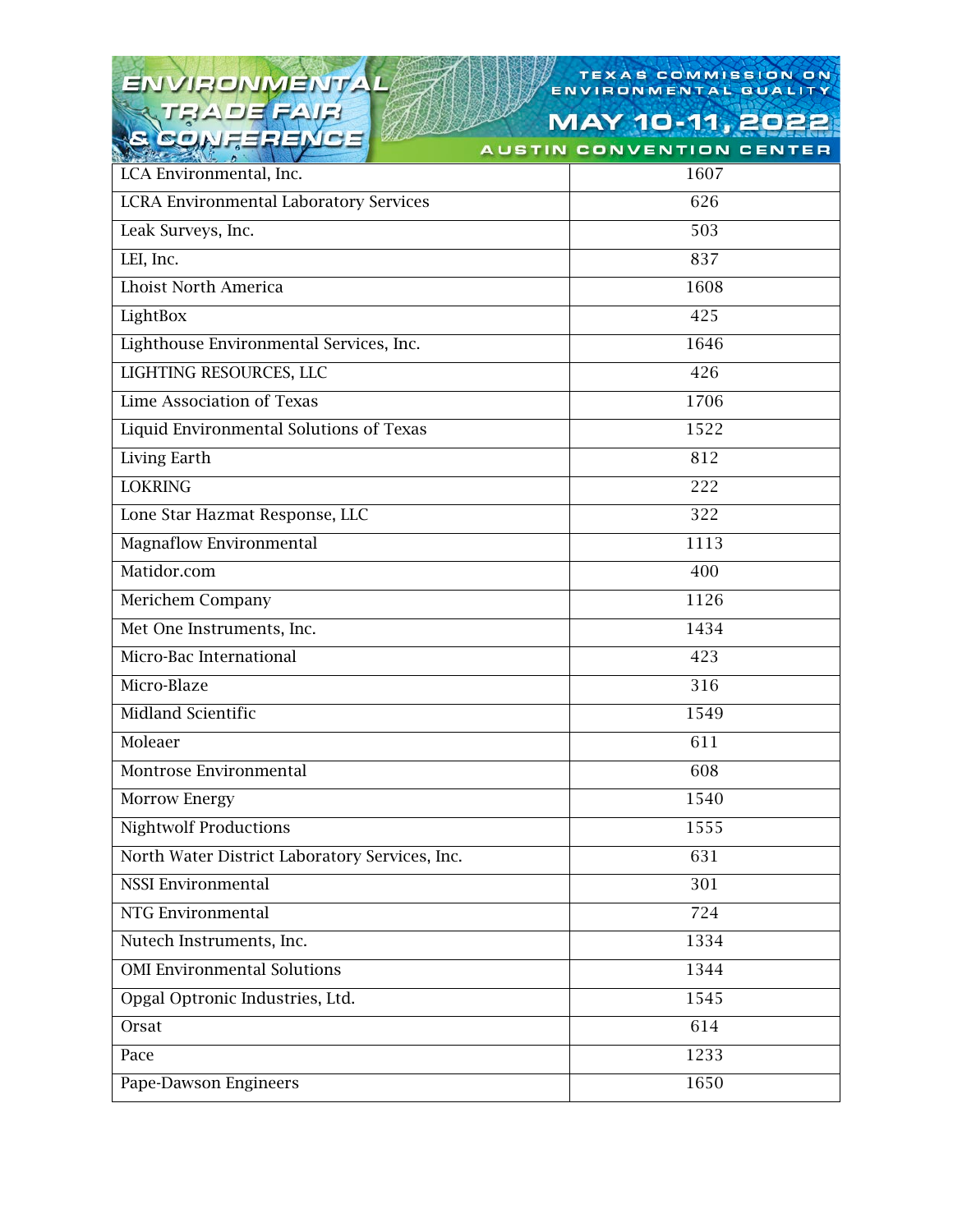| LCA Environmental, Inc. | 1607 |
| --- | --- |
| LCRA Environmental Laboratory Services | 626 |
| Leak Surveys, Inc. | 503 |
| LEI, Inc. | 837 |
| Lhoist North America | 1608 |
| LightBox | 425 |
| Lighthouse Environmental Services, Inc. | 1646 |
| LIGHTING RESOURCES, LLC | 426 |
| Lime Association of Texas | 1706 |
| Liquid Environmental Solutions of Texas | 1522 |
| Living Earth | 812 |
| LOKRING | 222 |
| Lone Star Hazmat Response, LLC | 322 |
| Magnaflow Environmental | 1113 |
| Matidor.com | 400 |
| Merichem Company | 1126 |
| Met One Instruments, Inc. | 1434 |
| Micro-Bac International | 423 |
| Micro-Blaze | 316 |
| Midland Scientific | 1549 |
| Moleaer | 611 |
| Montrose Environmental | 608 |
| Morrow Energy | 1540 |
| Nightwolf Productions | 1555 |
| North Water District Laboratory Services, Inc. | 631 |
| NSSI Environmental | 301 |
| NTG Environmental | 724 |
| Nutech Instruments, Inc. | 1334 |
| OMI Environmental Solutions | 1344 |
| Opgal Optronic Industries, Ltd. | 1545 |
| Orsat | 614 |
| Pace | 1233 |
| Pape-Dawson Engineers | 1650 |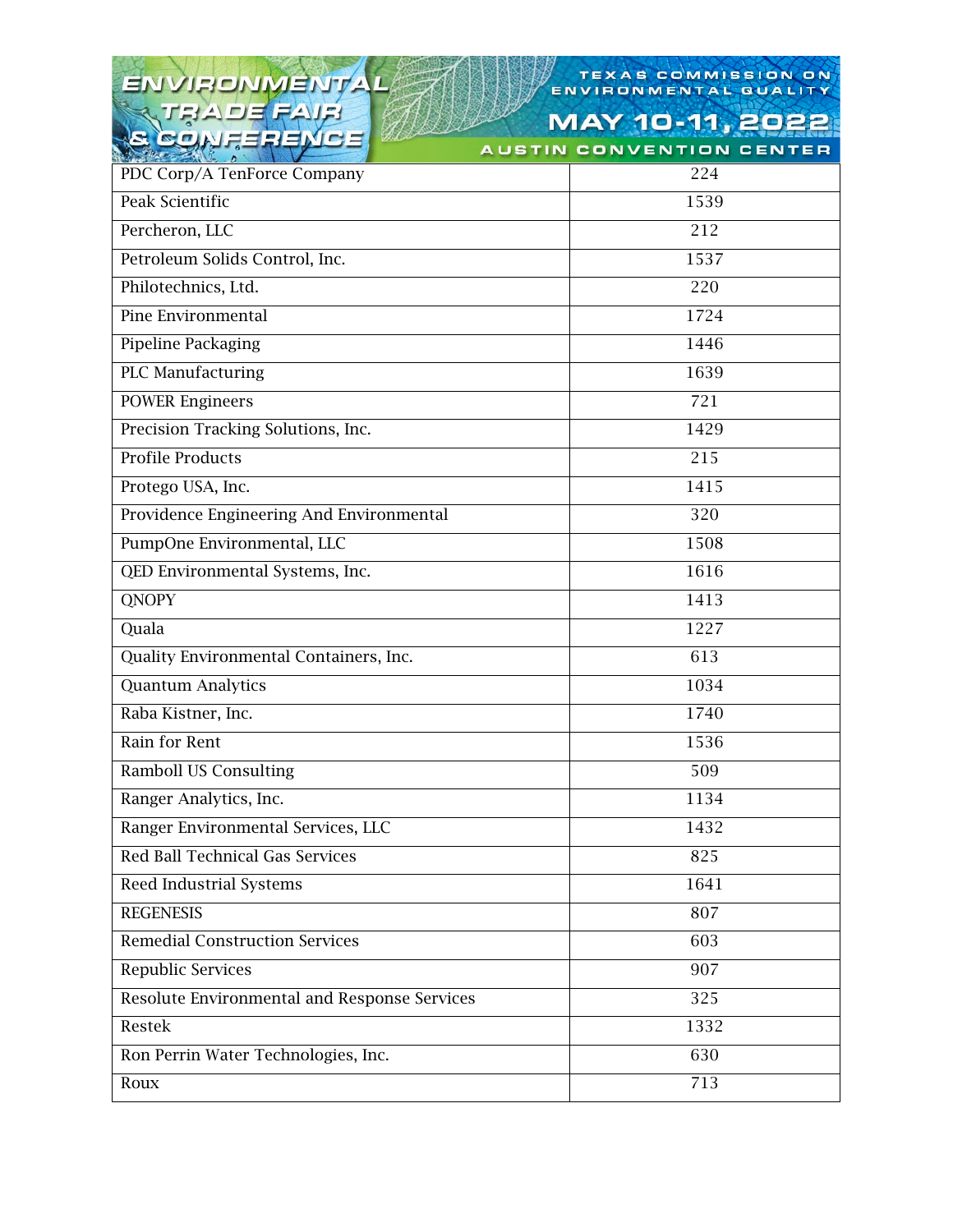| PDC Corp/A TenForce Company | 224 |
|---|---|
| Peak Scientific | 1539 |
| Percheron, LLC | 212 |
| Petroleum Solids Control, Inc. | 1537 |
| Philotechnics, Ltd. | 220 |
| Pine Environmental | 1724 |
| Pipeline Packaging | 1446 |
| PLC Manufacturing | 1639 |
| POWER Engineers | 721 |
| Precision Tracking Solutions, Inc. | 1429 |
| Profile Products | 215 |
| Protego USA, Inc. | 1415 |
| Providence Engineering And Environmental | 320 |
| PumpOne Environmental, LLC | 1508 |
| QED Environmental Systems, Inc. | 1616 |
| QNOPY | 1413 |
| Quala | 1227 |
| Quality Environmental Containers, Inc. | 613 |
| Quantum Analytics | 1034 |
| Raba Kistner, Inc. | 1740 |
| Rain for Rent | 1536 |
| Ramboll US Consulting | 509 |
| Ranger Analytics, Inc. | 1134 |
| Ranger Environmental Services, LLC | 1432 |
| Red Ball Technical Gas Services | 825 |
| Reed Industrial Systems | 1641 |
| REGENESIS | 807 |
| Remedial Construction Services | 603 |
| Republic Services | 907 |
| Resolute Environmental and Response Services | 325 |
| Restek | 1332 |
| Ron Perrin Water Technologies, Inc. | 630 |
| Roux | 713 |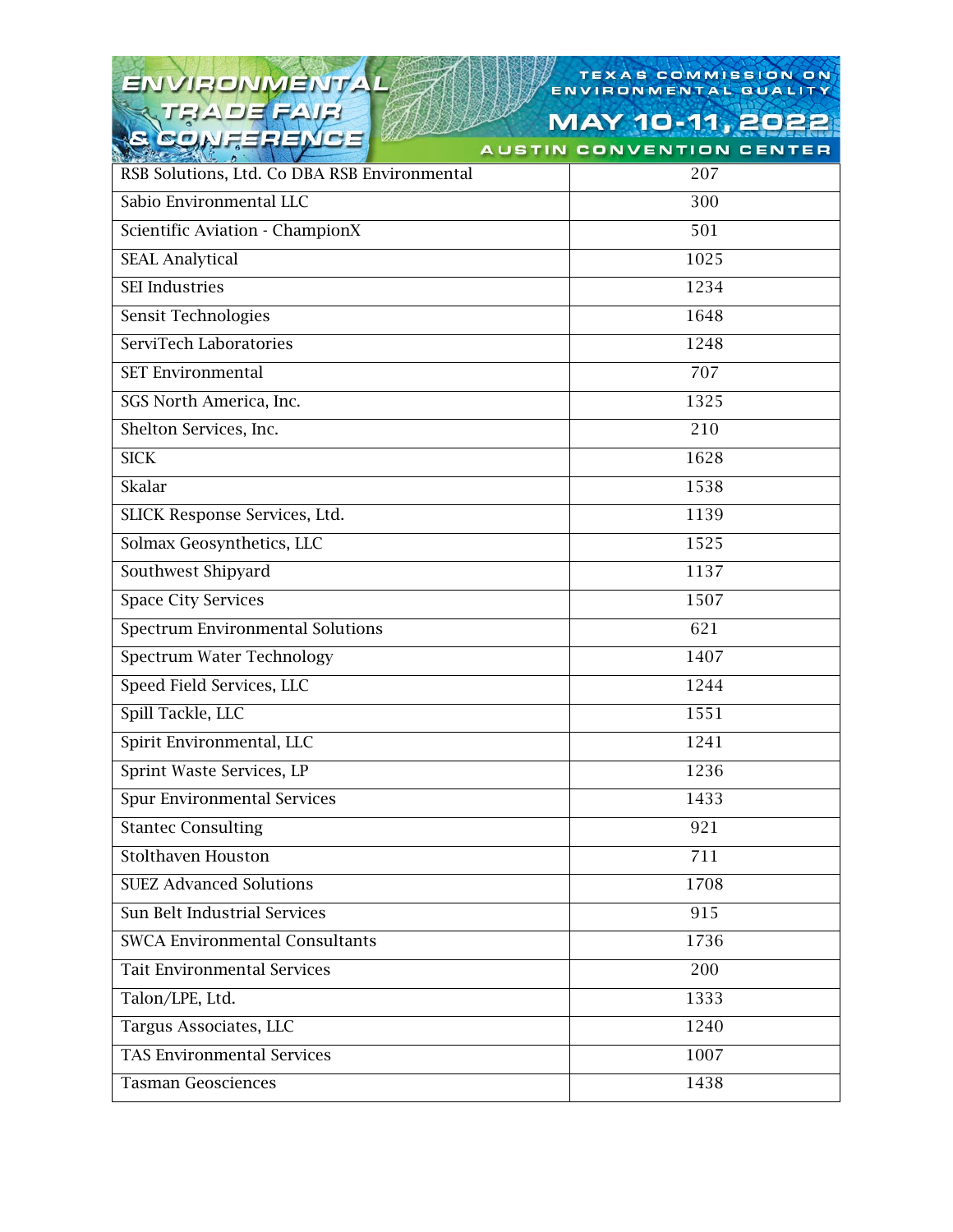| | |
|---|---|
| RSB Solutions, Ltd. Co DBA RSB Environmental | 207 |
| Sabio Environmental LLC | 300 |
| Scientific Aviation - ChampionX | 501 |
| SEAL Analytical | 1025 |
| SEI Industries | 1234 |
| Sensit Technologies | 1648 |
| ServiTech Laboratories | 1248 |
| SET Environmental | 707 |
| SGS North America, Inc. | 1325 |
| Shelton Services, Inc. | 210 |
| SICK | 1628 |
| Skalar | 1538 |
| SLICK Response Services, Ltd. | 1139 |
| Solmax Geosynthetics, LLC | 1525 |
| Southwest Shipyard | 1137 |
| Space City Services | 1507 |
| Spectrum Environmental Solutions | 621 |
| Spectrum Water Technology | 1407 |
| Speed Field Services, LLC | 1244 |
| Spill Tackle, LLC | 1551 |
| Spirit Environmental, LLC | 1241 |
| Sprint Waste Services, LP | 1236 |
| Spur Environmental Services | 1433 |
| Stantec Consulting | 921 |
| Stolthaven Houston | 711 |
| SUEZ Advanced Solutions | 1708 |
| Sun Belt Industrial Services | 915 |
| SWCA Environmental Consultants | 1736 |
| Tait Environmental Services | 200 |
| Talon/LPE, Ltd. | 1333 |
| Targus Associates, LLC | 1240 |
| TAS Environmental Services | 1007 |
| Tasman Geosciences | 1438 |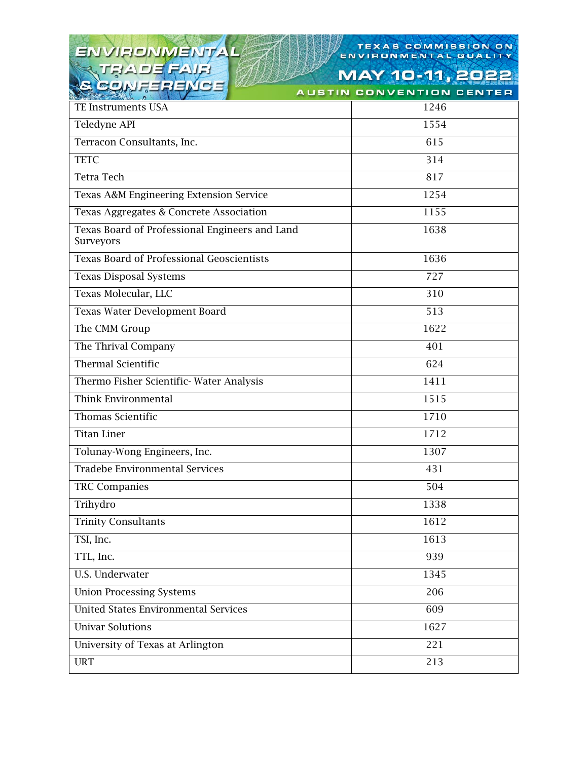| TE Instruments USA | 1246 |
|---|---|
| Teledyne API | 1554 |
| Terracon Consultants, Inc. | 615 |
| TETC | 314 |
| Tetra Tech | 817 |
| Texas A&M Engineering Extension Service | 1254 |
| Texas Aggregates & Concrete Association | 1155 |
| Texas Board of Professional Engineers and Land Surveyors | 1638 |
| Texas Board of Professional Geoscientists | 1636 |
| Texas Disposal Systems | 727 |
| Texas Molecular, LLC | 310 |
| Texas Water Development Board | 513 |
| The CMM Group | 1622 |
| The Thrival Company | 401 |
| Thermal Scientific | 624 |
| Thermo Fisher Scientific- Water Analysis | 1411 |
| Think Environmental | 1515 |
| Thomas Scientific | 1710 |
| Titan Liner | 1712 |
| Tolunay-Wong Engineers, Inc. | 1307 |
| Tradebe Environmental Services | 431 |
| TRC Companies | 504 |
| Trihydro | 1338 |
| Trinity Consultants | 1612 |
| TSI, Inc. | 1613 |
| TTL, Inc. | 939 |
| U.S. Underwater | 1345 |
| Union Processing Systems | 206 |
| United States Environmental Services | 609 |
| Univar Solutions | 1627 |
| University of Texas at Arlington | 221 |
| URT | 213 |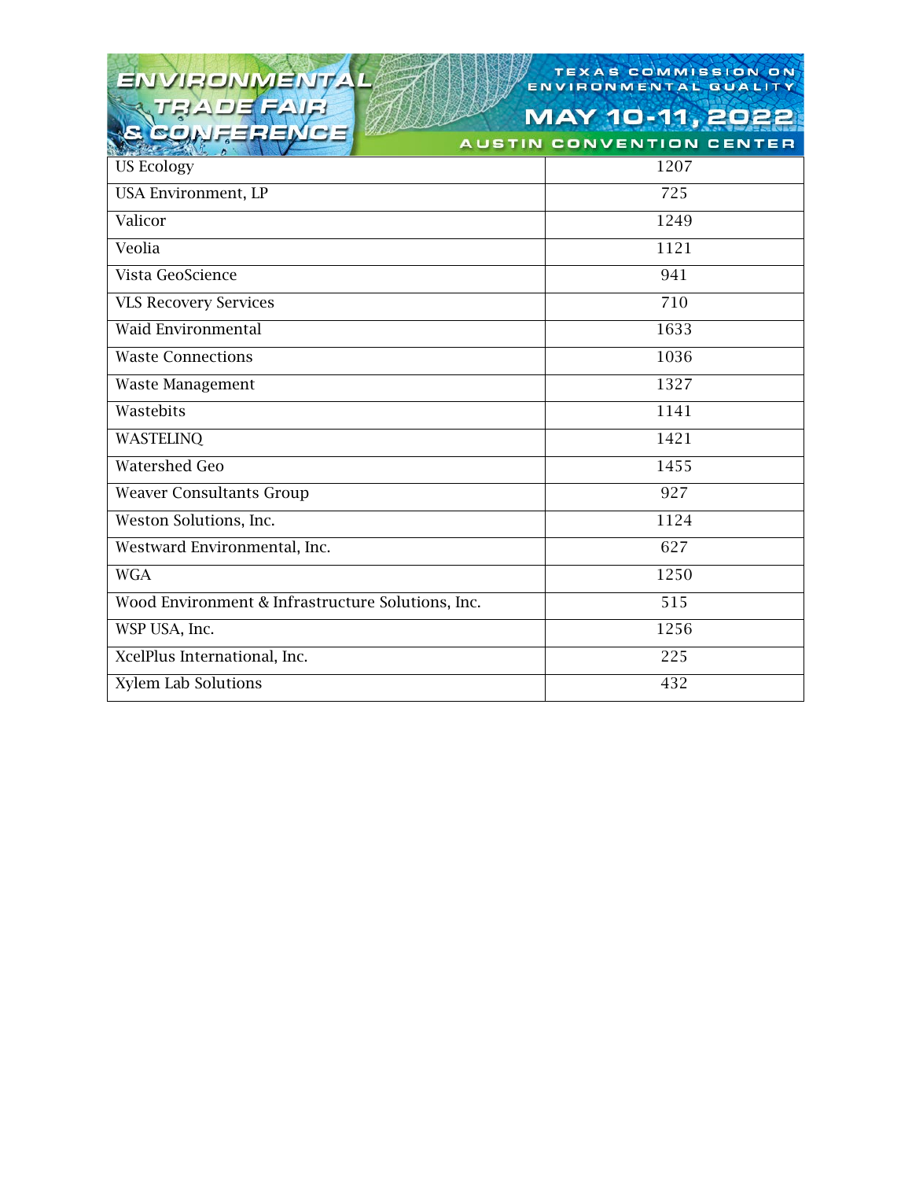| | |
|---|---|
| US Ecology | 1207 |
| USA Environment, LP | 725 |
| Valicor | 1249 |
| Veolia | 1121 |
| Vista GeoScience | 941 |
| VLS Recovery Services | 710 |
| Waid Environmental | 1633 |
| Waste Connections | 1036 |
| Waste Management | 1327 |
| Wastebits | 1141 |
| WASTELINQ | 1421 |
| Watershed Geo | 1455 |
| Weaver Consultants Group | 927 |
| Weston Solutions, Inc. | 1124 |
| Westward Environmental, Inc. | 627 |
| WGA | 1250 |
| Wood Environment & Infrastructure Solutions, Inc. | 515 |
| WSP USA, Inc. | 1256 |
| XcelPlus International, Inc. | 225 |
| Xylem Lab Solutions | 432 |